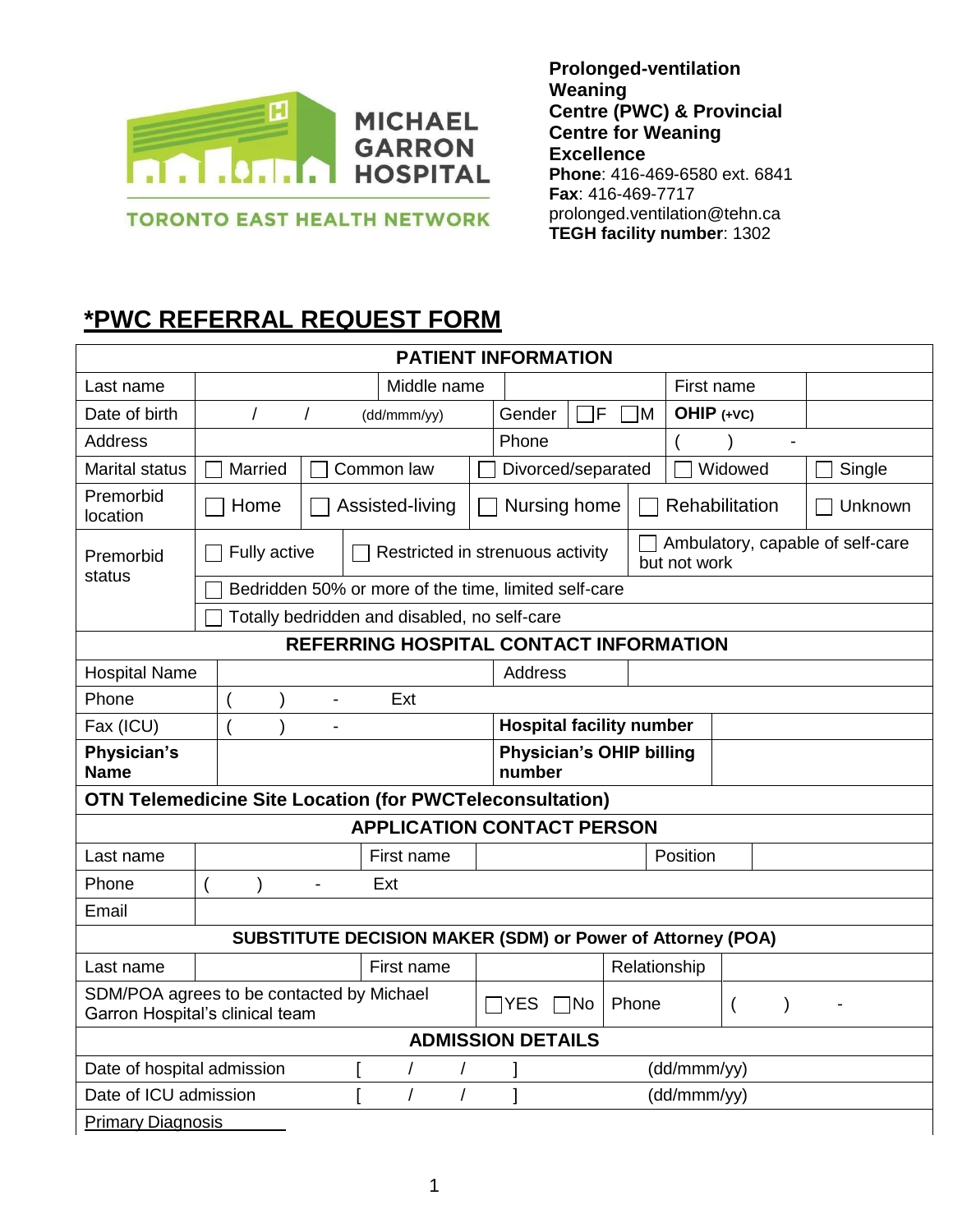MICHAEL GARRON HOSPITAL

TORONTO EAST HEALTH NETWORK

**Prolonged-ventilation Weaning Centre (PWC) & Provincial Centre for Weaning Excellence**
**Phone**: 416-469-6580 ext. 6841
**Fax**: 416-469-7717
prolonged.ventilation@tehn.ca
**TEGH facility number**: 1302

# *PWC REFERRAL REQUEST FORM

| **PATIENT INFORMATION** | | | | | |
|---|---|---|---|---|---|
| Last name | | Middle name | | First name | |
| Date of birth | / / (dd/mmm/yy) | Gender | ☐F ☐M | **OHIP** (+VC) | |
| Address | | Phone | ( ) - | | |
| Marital status | ☐ Married | ☐ Common law | ☐ Divorced/separated | ☐ Widowed | ☐ Single |
| Premorbid location | ☐ Home | ☐ Assisted-living | ☐ Nursing home | ☐ Rehabilitation | ☐ Unknown |
| Premorbid status | ☐ Fully active | ☐ Restricted in strenuous activity | ☐ Ambulatory, capable of self-care but not work | | |
| | ☐ Bedridden 50% or more of the time, limited self-care | | | | |
| | ☐ Totally bedridden and disabled, no self-care | | | | |

| **REFERRING HOSPITAL CONTACT INFORMATION** | | | |
|---|---|---|---|
| Hospital Name | | Address | |
| Phone | ( ) - Ext | | |
| Fax (ICU) | ( ) - | **Hospital facility number** | |
| **Physician's Name** | | **Physician's OHIP billing number** | |
| **OTN Telemedicine Site Location (for PWCTeleconsultation)** | | | |

| **APPLICATION CONTACT PERSON** | | | | | |
|---|---|---|---|---|---|
| Last name | | First name | | Position | |
| Phone | ( ) - Ext | | | | |
| Email | | | | | |

| **SUBSTITUTE DECISION MAKER (SDM) or Power of Attorney (POA)** | | | | | |
|---|---|---|---|---|---|
| Last name | | First name | | Relationship | |
| SDM/POA agrees to be contacted by Michael Garron Hospital's clinical team | | ☐YES ☐No | | Phone | ( ) - |

| **ADMISSION DETAILS** | | |
|---|---|---|
| Date of hospital admission | [ / / ] | (dd/mmm/yy) |
| Date of ICU admission | [ / / ] | (dd/mmm/yy) |
| Primary Diagnosis | | |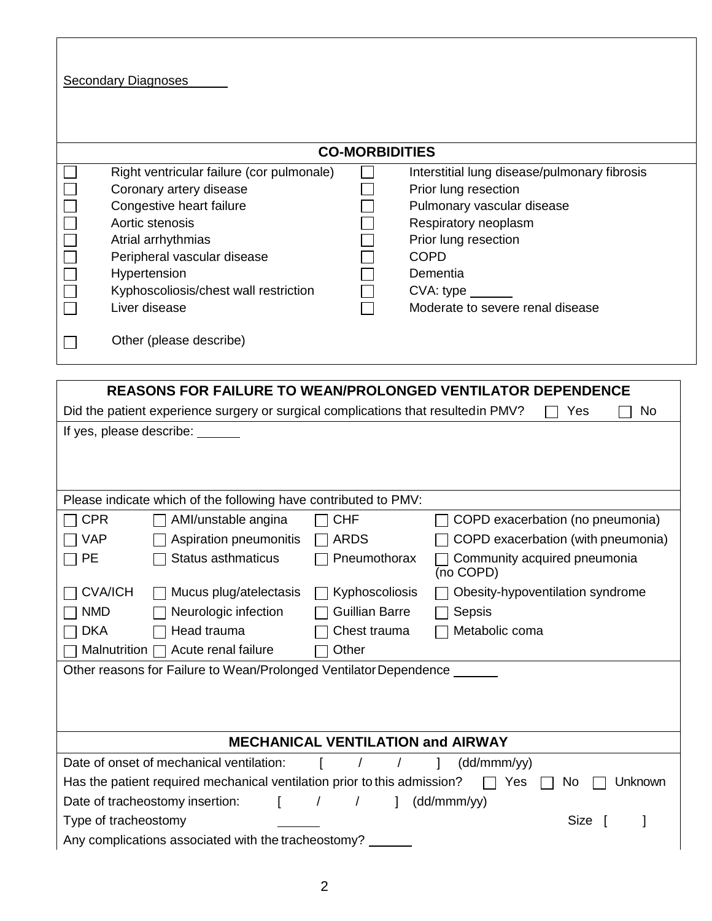Secondary Diagnoses ______

## CO-MORBIDITIES

| | | | |
|---|---|---|---|
| ☐ | Right ventricular failure (cor pulmonale) | ☐ | Interstitial lung disease/pulmonary fibrosis |
| ☐ | Coronary artery disease | ☐ | Prior lung resection |
| ☐ | Congestive heart failure | ☐ | Pulmonary vascular disease |
| ☐ | Aortic stenosis | ☐ | Respiratory neoplasm |
| ☐ | Atrial arrhythmias | ☐ | Prior lung resection |
| ☐ | Peripheral vascular disease | ☐ | COPD |
| ☐ | Hypertension | ☐ | Dementia |
| ☐ | Kyphoscoliosis/chest wall restriction | ☐ | CVA: type ______ |
| ☐ | Liver disease | ☐ | Moderate to severe renal disease |
| ☐ | Other (please describe) | | |

## REASONS FOR FAILURE TO WEAN/PROLONGED VENTILATOR DEPENDENCE

Did the patient experience surgery or surgical complications that resultedin PMV? ☐ Yes ☐ No

If yes, please describe: ______

Please indicate which of the following have contributed to PMV:

| | | | |
|---|---|---|---|
| ☐ CPR | ☐ AMI/unstable angina | ☐ CHF | ☐ COPD exacerbation (no pneumonia) |
| ☐ VAP | ☐ Aspiration pneumonitis | ☐ ARDS | ☐ COPD exacerbation (with pneumonia) |
| ☐ PE | ☐ Status asthmaticus | ☐ Pneumothorax | ☐ Community acquired pneumonia (no COPD) |
| ☐ CVA/ICH | ☐ Mucus plug/atelectasis | ☐ Kyphoscoliosis | ☐ Obesity-hypoventilation syndrome |
| ☐ NMD | ☐ Neurologic infection | ☐ Guillian Barre | ☐ Sepsis |
| ☐ DKA | ☐ Head trauma | ☐ Chest trauma | ☐ Metabolic coma |
| ☐ Malnutrition | ☐ Acute renal failure | ☐ Other | |

Other reasons for Failure to Wean/Prolonged Ventilator Dependence ______

## MECHANICAL VENTILATION and AIRWAY

Date of onset of mechanical ventilation: [ / / ] (dd/mmm/yy)

Has the patient required mechanical ventilation prior to this admission? ☐ Yes ☐ No ☐ Unknown

Date of tracheostomy insertion: [ / / ] (dd/mmm/yy)

Type of tracheostomy ______ Size [ ]

Any complications associated with the tracheostomy? ______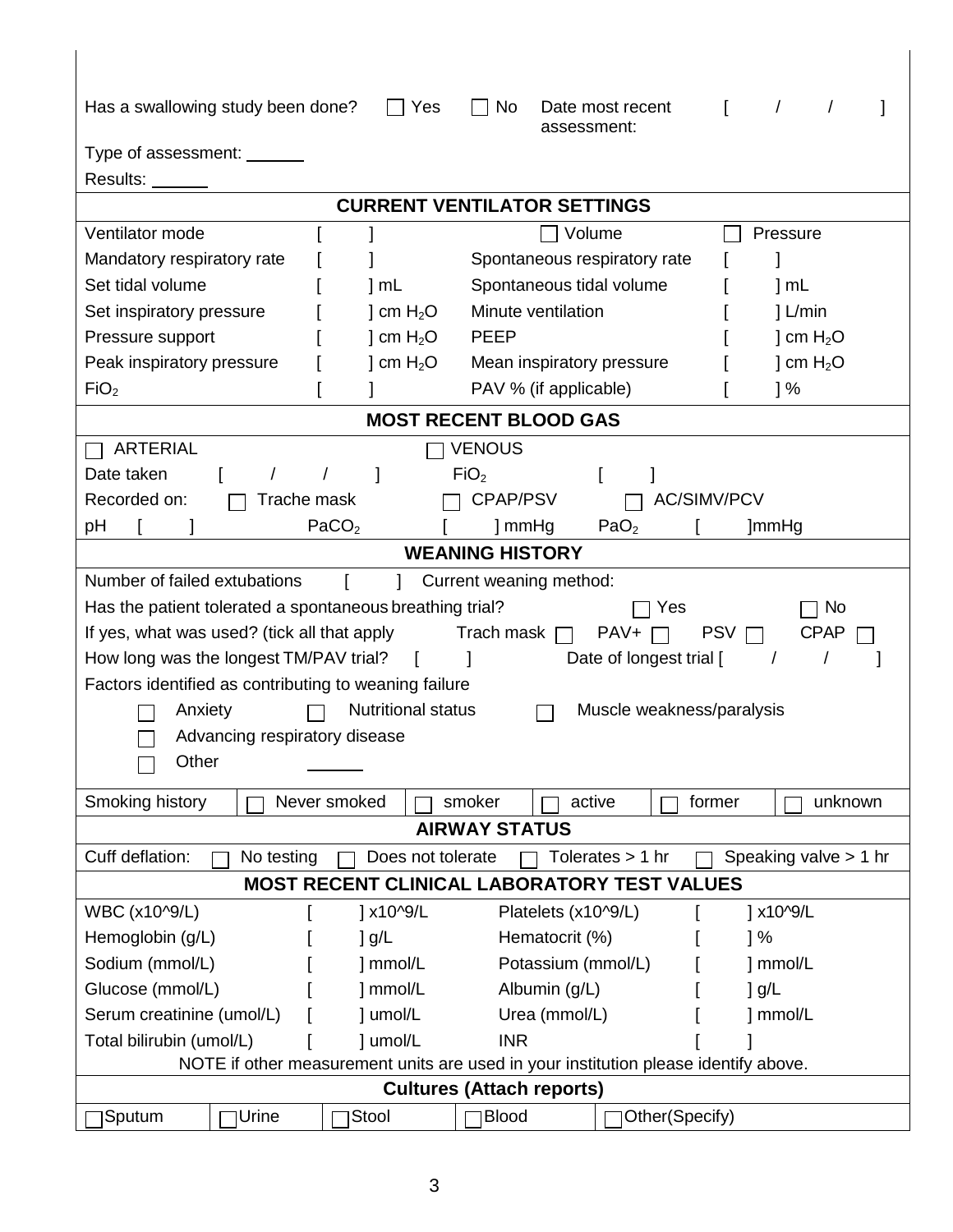Has a swallowing study been done? ☐ Yes ☐ No Date most recent assessment: [ / / ]

Type of assessment: ______

Results: ______

## CURRENT VENTILATOR SETTINGS

| | | | |
|---|---|---|---|
| Ventilator mode | [ ] | ☐ Volume | ☐ Pressure |
| Mandatory respiratory rate | [ ] | Spontaneous respiratory rate | [ ] |
| Set tidal volume | [ ] mL | Spontaneous tidal volume | [ ] mL |
| Set inspiratory pressure | [ ] cm $H_2O$ | Minute ventilation | [ ] L/min |
| Pressure support | [ ] cm $H_2O$ | PEEP | [ ] cm $H_2O$ |
| Peak inspiratory pressure | [ ] cm $H_2O$ | Mean inspiratory pressure | [ ] cm $H_2O$ |
| $FiO_2$ | [ ] | PAV % (if applicable) | [ ] % |

## MOST RECENT BLOOD GAS

☐ ARTERIAL ☐ VENOUS

Date taken [ / / ] $FiO_2$ [ ]

Recorded on: ☐ Trache mask ☐ CPAP/PSV ☐ AC/SIMV/PCV

pH [ ] $PaCO_2$ [ ] mmHg $PaO_2$ [ ]mmHg

## WEANING HISTORY

Number of failed extubations [ ] Current weaning method:

Has the patient tolerated a spontaneous breathing trial? ☐ Yes ☐ No

If yes, what was used? (tick all that apply Trach mask ☐ PAV+ ☐ PSV ☐ CPAP ☐

How long was the longest TM/PAV trial? [ ] Date of longest trial [ / / ]

Factors identified as contributing to weaning failure

- ☐ Anxiety ☐ Nutritional status ☐ Muscle weakness/paralysis
- ☐ Advancing respiratory disease
- ☐ Other ______

| Smoking history | ☐ Never smoked | ☐ smoker | ☐ active | ☐ former | ☐ unknown |
|---|---|---|---|---|---|

## AIRWAY STATUS

Cuff deflation: ☐ No testing ☐ Does not tolerate ☐ Tolerates > 1 hr ☐ Speaking valve > 1 hr

## MOST RECENT CLINICAL LABORATORY TEST VALUES

| | | | |
|---|---|---|---|
| WBC (x10^9/L) | [ ] x10^9/L | Platelets (x10^9/L) | [ ] x10^9/L |
| Hemoglobin (g/L) | [ ] g/L | Hematocrit (%) | [ ] % |
| Sodium (mmol/L) | [ ] mmol/L | Potassium (mmol/L) | [ ] mmol/L |
| Glucose (mmol/L) | [ ] mmol/L | Albumin (g/L) | [ ] g/L |
| Serum creatinine (umol/L) | [ ] umol/L | Urea (mmol/L) | [ ] mmol/L |
| Total bilirubin (umol/L) | [ ] umol/L | INR | [ ] |

NOTE if other measurement units are used in your institution please identify above.

## Cultures (Attach reports)

| ☐Sputum | ☐Urine | ☐Stool | ☐Blood | ☐Other(Specify) |
|---|---|---|---|---|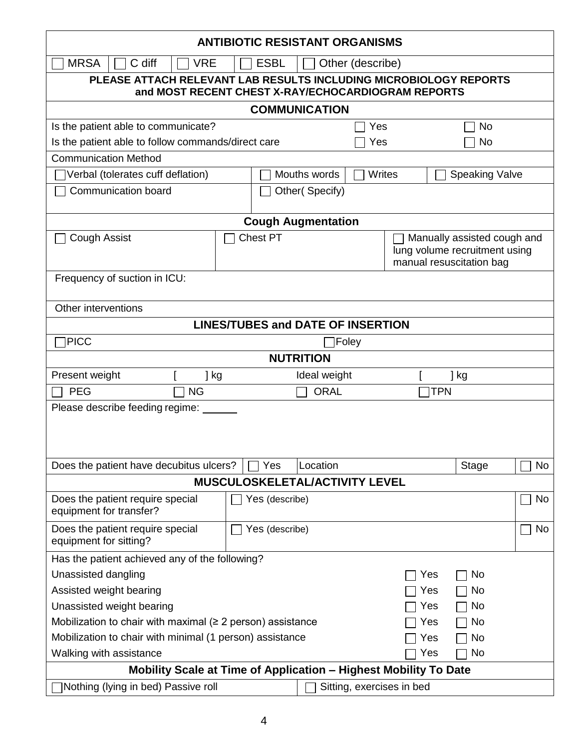## ANTIBIOTIC RESISTANT ORGANISMS

| ☐ MRSA | ☐ C diff | ☐ VRE | ☐ ESBL | ☐ Other (describe) |
|---|---|---|---|---|

**PLEASE ATTACH RELEVANT LAB RESULTS INCLUDING MICROBIOLOGY REPORTS and MOST RECENT CHEST X-RAY/ECHOCARDIOGRAM REPORTS**

## COMMUNICATION

| | | |
|---|---|---|
| Is the patient able to communicate? | ☐ Yes | ☐ No |
| Is the patient able to follow commands/direct care | ☐ Yes | ☐ No |

Communication Method

| | | | |
|---|---|---|---|
| ☐ Verbal (tolerates cuff deflation) | ☐ Mouths words | ☐ Writes | ☐ Speaking Valve |
| ☐ Communication board | ☐ Other( Specify) | | |

## Cough Augmentation

| | | |
|---|---|---|
| ☐ Cough Assist | ☐ Chest PT | ☐ Manually assisted cough and lung volume recruitment using manual resuscitation bag |

Frequency of suction in ICU:

Other interventions

## LINES/TUBES and DATE OF INSERTION

| | |
|---|---|
| ☐ PICC | ☐ Foley |

## NUTRITION

| | | | |
|---|---|---|---|
| Present weight | [ ] kg | Ideal weight | [ ] kg |
| ☐ PEG | ☐ NG | ☐ ORAL | ☐ TPN |

Please describe feeding regime: ______

| | | | | |
|---|---|---|---|---|
| Does the patient have decubitus ulcers? | ☐ Yes | Location | Stage | ☐ No |

## MUSCULOSKELETAL/ACTIVITY LEVEL

| | | |
|---|---|---|
| Does the patient require special equipment for transfer? | ☐ Yes (describe) | ☐ No |
| Does the patient require special equipment for sitting? | ☐ Yes (describe) | ☐ No |

Has the patient achieved any of the following?

| | | |
|---|---|---|
| Unassisted dangling | ☐ Yes | ☐ No |
| Assisted weight bearing | ☐ Yes | ☐ No |
| Unassisted weight bearing | ☐ Yes | ☐ No |
| Mobilization to chair with maximal (≥ 2 person) assistance | ☐ Yes | ☐ No |
| Mobilization to chair with minimal (1 person) assistance | ☐ Yes | ☐ No |
| Walking with assistance | ☐ Yes | ☐ No |

## Mobility Scale at Time of Application – Highest Mobility To Date

| | |
|---|---|
| ☐ Nothing (lying in bed) Passive roll | ☐ Sitting, exercises in bed |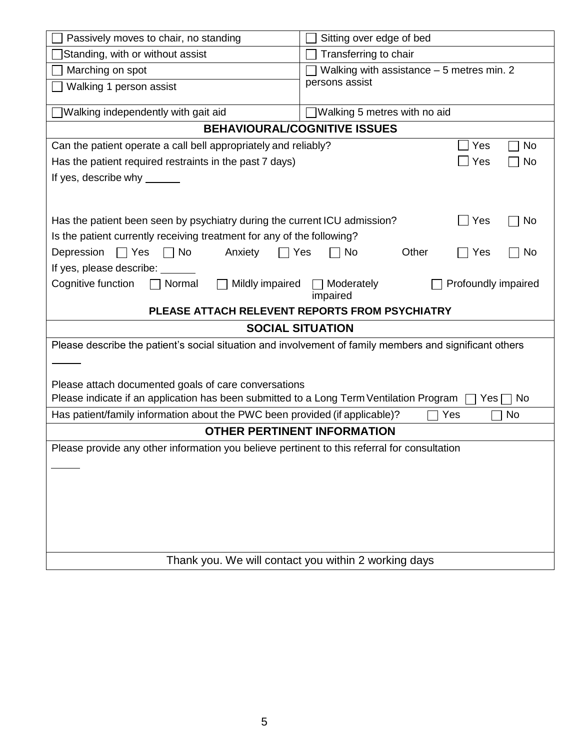| | |
|---|---|
| ☐ Passively moves to chair, no standing | ☐ Sitting over edge of bed |
| ☐ Standing, with or without assist | ☐ Transferring to chair |
| ☐ Marching on spot | ☐ Walking with assistance – 5 metres min. 2 persons assist |
| ☐ Walking 1 person assist | |
| ☐ Walking independently with gait aid | ☐ Walking 5 metres with no aid |

## BEHAVIOURAL/COGNITIVE ISSUES

Can the patient operate a call bell appropriately and reliably? ☐ Yes ☐ No

Has the patient required restraints in the past 7 days) ☐ Yes ☐ No

If yes, describe why ______

Has the patient been seen by psychiatry during the current ICU admission? ☐ Yes ☐ No

Is the patient currently receiving treatment for any of the following?

Depression ☐ Yes ☐ No Anxiety ☐ Yes ☐ No Other ☐ Yes ☐ No

If yes, please describe: ______

Cognitive function ☐ Normal ☐ Mildly impaired ☐ Moderately impaired ☐ Profoundly impaired

**PLEASE ATTACH RELEVENT REPORTS FROM PSYCHIATRY**

## SOCIAL SITUATION

Please describe the patient's social situation and involvement of family members and significant others

______

Please attach documented goals of care conversations

Please indicate if an application has been submitted to a Long Term Ventilation Program ☐ Yes ☐ No

Has patient/family information about the PWC been provided (if applicable)? ☐ Yes ☐ No

## OTHER PERTINENT INFORMATION

Please provide any other information you believe pertinent to this referral for consultation

______

Thank you. We will contact you within 2 working days